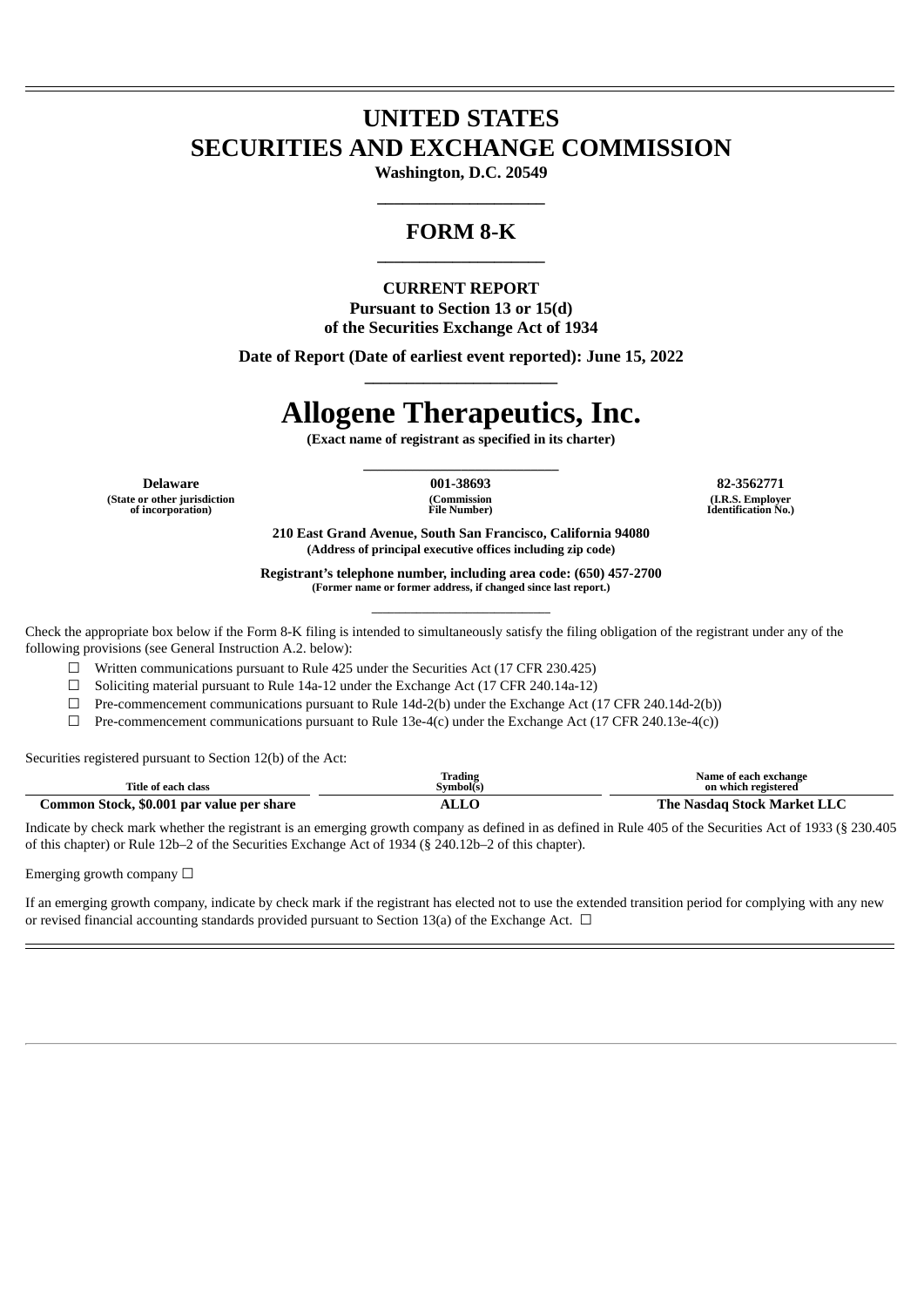# UNITED STATES
# SECURITIES AND EXCHANGE COMMISSION

**Washington, D.C. 20549**

## FORM 8-K

**CURRENT REPORT**
**Pursuant to Section 13 or 15(d)**
**of the Securities Exchange Act of 1934**

**Date of Report (Date of earliest event reported): June 15, 2022**

# Allogene Therapeutics, Inc.

**(Exact name of registrant as specified in its charter)**

| Delaware | 001-38693 | 82-3562771 |
|---|---|---|
| (State or other jurisdiction of incorporation) | (Commission File Number) | (I.R.S. Employer Identification No.) |

**210 East Grand Avenue, South San Francisco, California 94080**
**(Address of principal executive offices including zip code)**

**Registrant's telephone number, including area code: (650) 457-2700**
**(Former name or former address, if changed since last report.)**

Check the appropriate box below if the Form 8-K filing is intended to simultaneously satisfy the filing obligation of the registrant under any of the following provisions (see General Instruction A.2. below):

☐ Written communications pursuant to Rule 425 under the Securities Act (17 CFR 230.425)

☐ Soliciting material pursuant to Rule 14a-12 under the Exchange Act (17 CFR 240.14a-12)

☐ Pre-commencement communications pursuant to Rule 14d-2(b) under the Exchange Act (17 CFR 240.14d-2(b))

☐ Pre-commencement communications pursuant to Rule 13e-4(c) under the Exchange Act (17 CFR 240.13e-4(c))

Securities registered pursuant to Section 12(b) of the Act:

| Title of each class | Trading Symbol(s) | Name of each exchange on which registered |
|---|---|---|
| **Common Stock, $0.001 par value per share** | **ALLO** | **The Nasdaq Stock Market LLC** |

Indicate by check mark whether the registrant is an emerging growth company as defined in as defined in Rule 405 of the Securities Act of 1933 (§ 230.405 of this chapter) or Rule 12b–2 of the Securities Exchange Act of 1934 (§ 240.12b–2 of this chapter).

Emerging growth company ☐

If an emerging growth company, indicate by check mark if the registrant has elected not to use the extended transition period for complying with any new or revised financial accounting standards provided pursuant to Section 13(a) of the Exchange Act. ☐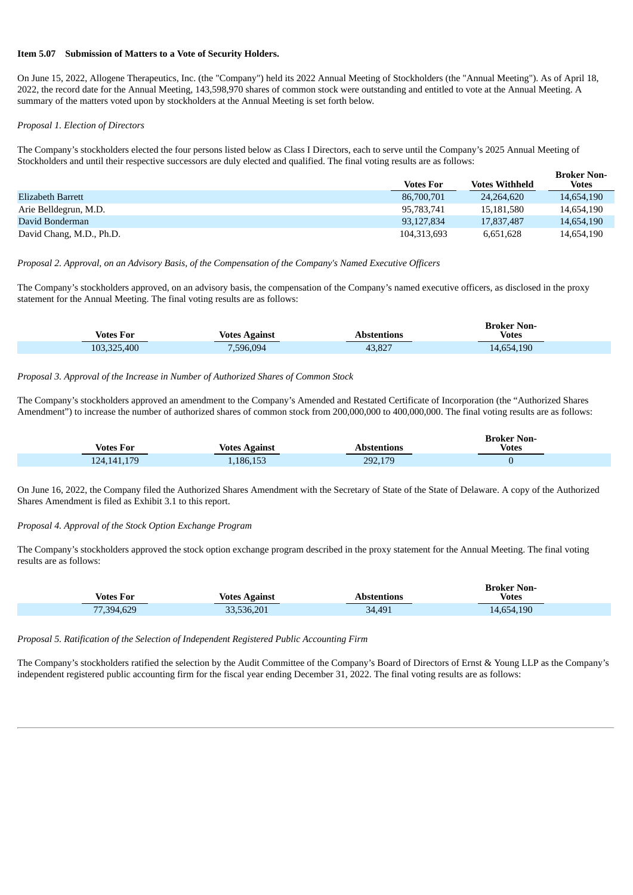**Item 5.07 Submission of Matters to a Vote of Security Holders.**

On June 15, 2022, Allogene Therapeutics, Inc. (the "Company") held its 2022 Annual Meeting of Stockholders (the "Annual Meeting"). As of April 18, 2022, the record date for the Annual Meeting, 143,598,970 shares of common stock were outstanding and entitled to vote at the Annual Meeting. A summary of the matters voted upon by stockholders at the Annual Meeting is set forth below.

*Proposal 1. Election of Directors*

The Company's stockholders elected the four persons listed below as Class I Directors, each to serve until the Company's 2025 Annual Meeting of Stockholders and until their respective successors are duly elected and qualified. The final voting results are as follows:

| | Votes For | Votes Withheld | Broker Non-Votes |
|---|---|---|---|
| Elizabeth Barrett | 86,700,701 | 24,264,620 | 14,654,190 |
| Arie Belldegrun, M.D. | 95,783,741 | 15,181,580 | 14,654,190 |
| David Bonderman | 93,127,834 | 17,837,487 | 14,654,190 |
| David Chang, M.D., Ph.D. | 104,313,693 | 6,651,628 | 14,654,190 |

*Proposal 2. Approval, on an Advisory Basis, of the Compensation of the Company's Named Executive Officers*

The Company's stockholders approved, on an advisory basis, the compensation of the Company's named executive officers, as disclosed in the proxy statement for the Annual Meeting. The final voting results are as follows:

| Votes For | Votes Against | Abstentions | Broker Non-Votes |
|---|---|---|---|
| 103,325,400 | 7,596,094 | 43,827 | 14,654,190 |

*Proposal 3. Approval of the Increase in Number of Authorized Shares of Common Stock*

The Company's stockholders approved an amendment to the Company's Amended and Restated Certificate of Incorporation (the "Authorized Shares Amendment") to increase the number of authorized shares of common stock from 200,000,000 to 400,000,000. The final voting results are as follows:

| Votes For | Votes Against | Abstentions | Broker Non-Votes |
|---|---|---|---|
| 124,141,179 | 1,186,153 | 292,179 | 0 |

On June 16, 2022, the Company filed the Authorized Shares Amendment with the Secretary of State of the State of Delaware. A copy of the Authorized Shares Amendment is filed as Exhibit 3.1 to this report.

*Proposal 4. Approval of the Stock Option Exchange Program*

The Company's stockholders approved the stock option exchange program described in the proxy statement for the Annual Meeting. The final voting results are as follows:

| Votes For | Votes Against | Abstentions | Broker Non-Votes |
|---|---|---|---|
| 77,394,629 | 33,536,201 | 34,491 | 14,654,190 |

*Proposal 5. Ratification of the Selection of Independent Registered Public Accounting Firm*

The Company's stockholders ratified the selection by the Audit Committee of the Company's Board of Directors of Ernst & Young LLP as the Company's independent registered public accounting firm for the fiscal year ending December 31, 2022. The final voting results are as follows: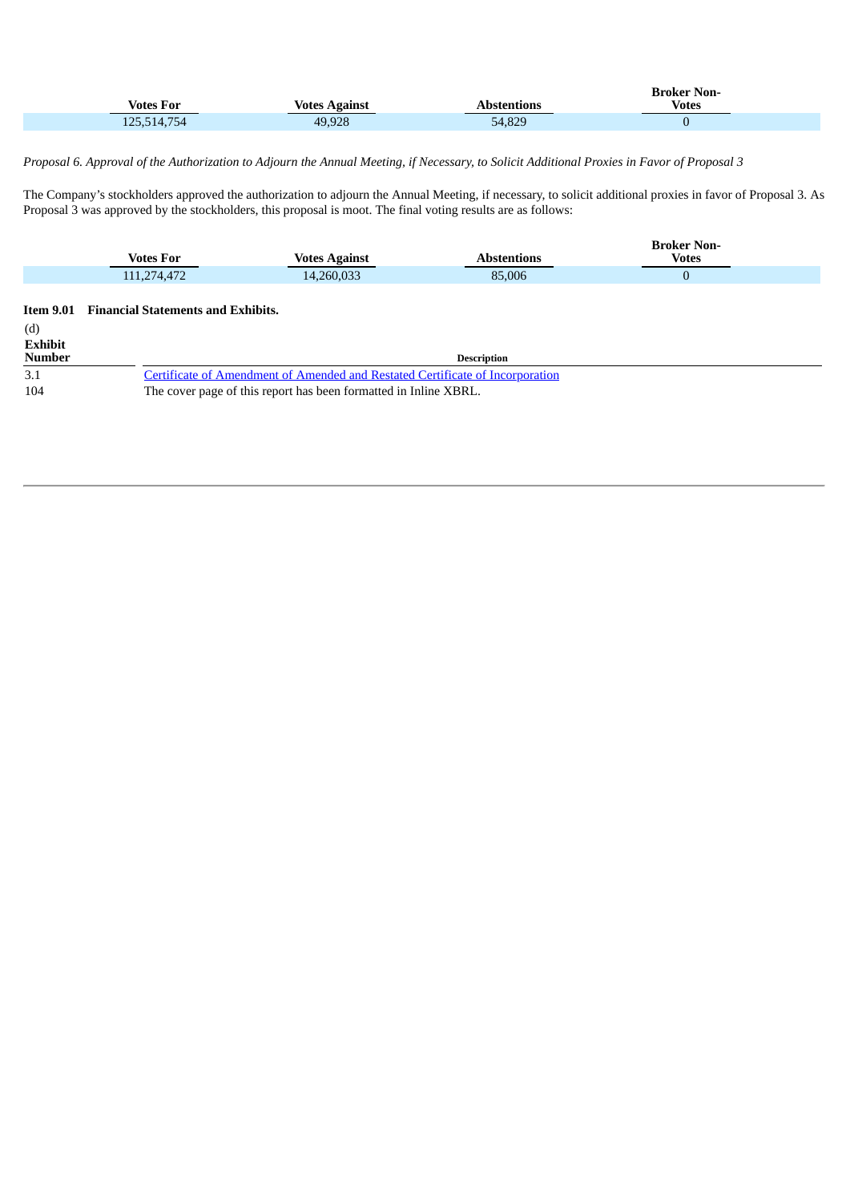| Votes For | Votes Against | Abstentions | Broker Non-Votes |
| --- | --- | --- | --- |
| 125,514,754 | 49,928 | 54,829 | 0 |

*Proposal 6. Approval of the Authorization to Adjourn the Annual Meeting, if Necessary, to Solicit Additional Proxies in Favor of Proposal 3*

The Company's stockholders approved the authorization to adjourn the Annual Meeting, if necessary, to solicit additional proxies in favor of Proposal 3. As Proposal 3 was approved by the stockholders, this proposal is moot. The final voting results are as follows:

| Votes For | Votes Against | Abstentions | Broker Non-Votes |
| --- | --- | --- | --- |
| 111,274,472 | 14,260,033 | 85,006 | 0 |

**Item 9.01 Financial Statements and Exhibits.**

(d)

| Exhibit Number | Description |
| --- | --- |
| 3.1 | Certificate of Amendment of Amended and Restated Certificate of Incorporation |
| 104 | The cover page of this report has been formatted in Inline XBRL. |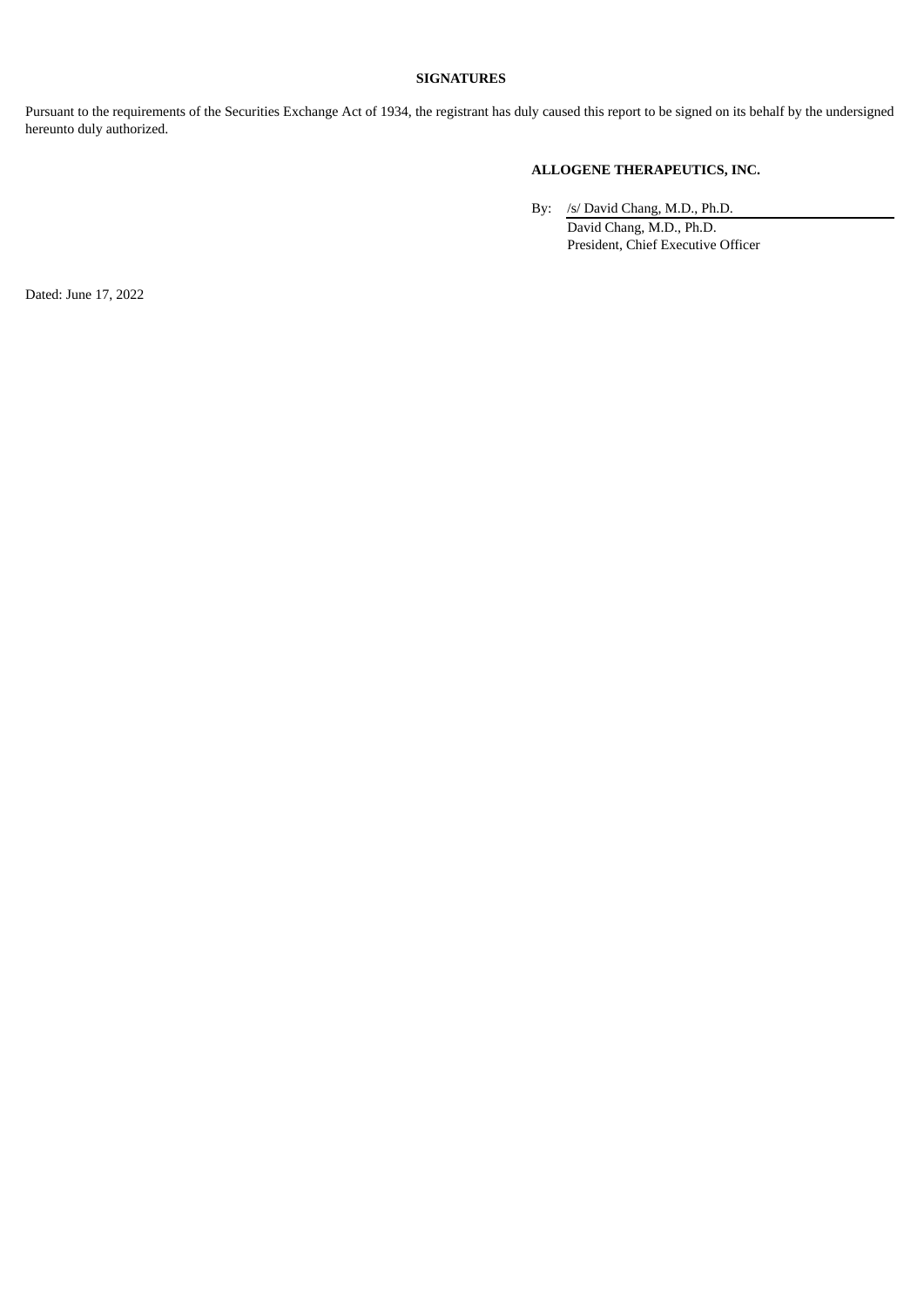**SIGNATURES**

Pursuant to the requirements of the Securities Exchange Act of 1934, the registrant has duly caused this report to be signed on its behalf by the undersigned hereunto duly authorized.

**ALLOGENE THERAPEUTICS, INC.**

By: /s/ David Chang, M.D., Ph.D.
David Chang, M.D., Ph.D.
President, Chief Executive Officer

Dated: June 17, 2022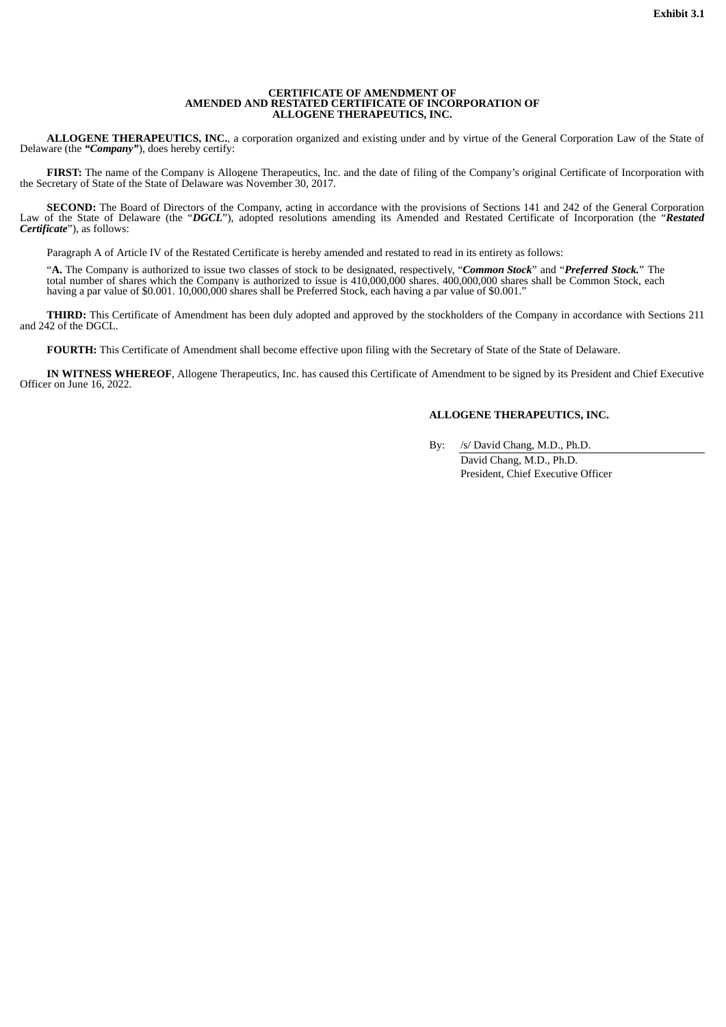Exhibit 3.1

**CERTIFICATE OF AMENDMENT OF**
**AMENDED AND RESTATED CERTIFICATE OF INCORPORATION OF**
**ALLOGENE THERAPEUTICS, INC.**

**ALLOGENE THERAPEUTICS, INC.**, a corporation organized and existing under and by virtue of the General Corporation Law of the State of Delaware (the ***"Company"***), does hereby certify:

**FIRST:** The name of the Company is Allogene Therapeutics, Inc. and the date of filing of the Company's original Certificate of Incorporation with the Secretary of State of the State of Delaware was November 30, 2017.

**SECOND:** The Board of Directors of the Company, acting in accordance with the provisions of Sections 141 and 242 of the General Corporation Law of the State of Delaware (the "***DGCL***"), adopted resolutions amending its Amended and Restated Certificate of Incorporation (the "***Restated Certificate***"), as follows:

Paragraph A of Article IV of the Restated Certificate is hereby amended and restated to read in its entirety as follows:

"**A.** The Company is authorized to issue two classes of stock to be designated, respectively, "***Common Stock***" and "***Preferred Stock.***" The total number of shares which the Company is authorized to issue is 410,000,000 shares. 400,000,000 shares shall be Common Stock, each having a par value of $0.001. 10,000,000 shares shall be Preferred Stock, each having a par value of $0.001."

**THIRD:** This Certificate of Amendment has been duly adopted and approved by the stockholders of the Company in accordance with Sections 211 and 242 of the DGCL.

**FOURTH:** This Certificate of Amendment shall become effective upon filing with the Secretary of State of the State of Delaware.

**IN WITNESS WHEREOF**, Allogene Therapeutics, Inc. has caused this Certificate of Amendment to be signed by its President and Chief Executive Officer on June 16, 2022.

**ALLOGENE THERAPEUTICS, INC.**

By: /s/ David Chang, M.D., Ph.D.
David Chang, M.D., Ph.D.
President, Chief Executive Officer